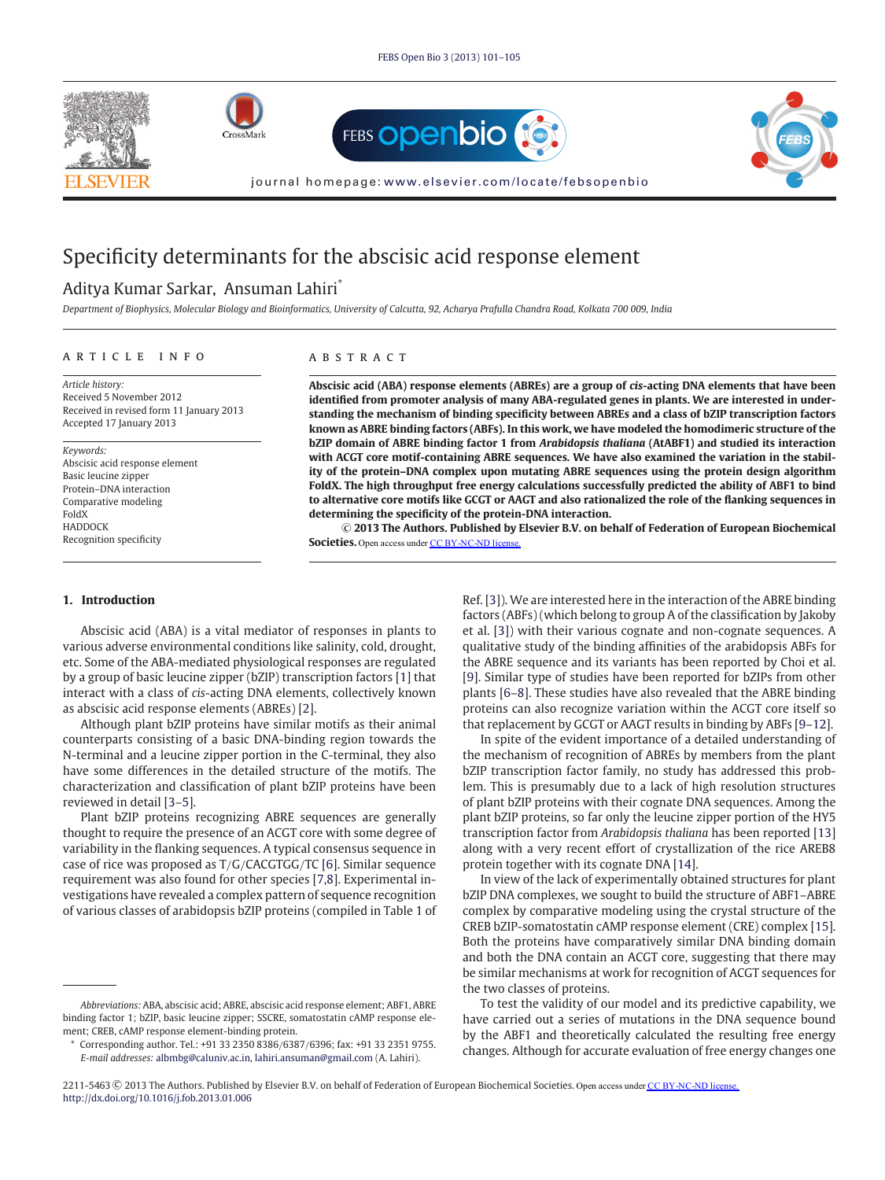# Specificity determinants for the abscisic acid response element

Aditya Kumar Sarkar, Ansuman Lahiri*

*Department of Biophysics, Molecular Biology and Bioinformatics, University of Calcutta, 92, Acharya Prafulla Chandra Road, Kolkata 700 009, India*

## ARTICLE INFO

*Article history:*
Received 5 November 2012
Received in revised form 11 January 2013
Accepted 17 January 2013

*Keywords:*
Abscisic acid response element
Basic leucine zipper
Protein–DNA interaction
Comparative modeling
FoldX
HADDOCK
Recognition specificity

## ABSTRACT

**Abscisic acid (ABA) response elements (ABREs) are a group of *cis*-acting DNA elements that have been identified from promoter analysis of many ABA-regulated genes in plants. We are interested in understanding the mechanism of binding specificity between ABREs and a class of bZIP transcription factors known as ABRE binding factors (ABFs). In this work, we have modeled the homodimeric structure of the bZIP domain of ABRE binding factor 1 from *Arabidopsis thaliana* (AtABF1) and studied its interaction with ACGT core motif-containing ABRE sequences. We have also examined the variation in the stability of the protein–DNA complex upon mutating ABRE sequences using the protein design algorithm FoldX. The high throughput free energy calculations successfully predicted the ability of ABF1 to bind to alternative core motifs like GCGT or AAGT and also rationalized the role of the flanking sequences in determining the specificity of the protein-DNA interaction.**

**© 2013 The Authors. Published by Elsevier B.V. on behalf of Federation of European Biochemical Societies.** Open access under CC BY-NC-ND license.

## 1. Introduction

Abscisic acid (ABA) is a vital mediator of responses in plants to various adverse environmental conditions like salinity, cold, drought, etc. Some of the ABA-mediated physiological responses are regulated by a group of basic leucine zipper (bZIP) transcription factors [1] that interact with a class of *cis*-acting DNA elements, collectively known as abscisic acid response elements (ABREs) [2].

Although plant bZIP proteins have similar motifs as their animal counterparts consisting of a basic DNA-binding region towards the N-terminal and a leucine zipper portion in the C-terminal, they also have some differences in the detailed structure of the motifs. The characterization and classification of plant bZIP proteins have been reviewed in detail [3–5].

Plant bZIP proteins recognizing ABRE sequences are generally thought to require the presence of an ACGT core with some degree of variability in the flanking sequences. A typical consensus sequence in case of rice was proposed as T/G/CACGTGG/TC [6]. Similar sequence requirement was also found for other species [7,8]. Experimental investigations have revealed a complex pattern of sequence recognition of various classes of arabidopsis bZIP proteins (compiled in Table 1 of Ref. [3]). We are interested here in the interaction of the ABRE binding factors (ABFs) (which belong to group A of the classification by Jakoby et al. [3]) with their various cognate and non-cognate sequences. A qualitative study of the binding affinities of the arabidopsis ABFs for the ABRE sequence and its variants has been reported by Choi et al. [9]. Similar type of studies have been reported for bZIPs from other plants [6–8]. These studies have also revealed that the ABRE binding proteins can also recognize variation within the ACGT core itself so that replacement by GCGT or AAGT results in binding by ABFs [9–12].

In spite of the evident importance of a detailed understanding of the mechanism of recognition of ABREs by members from the plant bZIP transcription factor family, no study has addressed this problem. This is presumably due to a lack of high resolution structures of plant bZIP proteins with their cognate DNA sequences. Among the plant bZIP proteins, so far only the leucine zipper portion of the HY5 transcription factor from *Arabidopsis thaliana* has been reported [13] along with a very recent effort of crystallization of the rice AREB8 protein together with its cognate DNA [14].

In view of the lack of experimentally obtained structures for plant bZIP DNA complexes, we sought to build the structure of ABF1–ABRE complex by comparative modeling using the crystal structure of the CREB bZIP-somatostatin cAMP response element (CRE) complex [15]. Both the proteins have comparatively similar DNA binding domain and both the DNA contain an ACGT core, suggesting that there may be similar mechanisms at work for recognition of ACGT sequences for the two classes of proteins.

To test the validity of our model and its predictive capability, we have carried out a series of mutations in the DNA sequence bound by the ABF1 and theoretically calculated the resulting free energy changes. Although for accurate evaluation of free energy changes one

---

*Abbreviations:* ABA, abscisic acid; ABRE, abscisic acid response element; ABF1, ABRE binding factor 1; bZIP, basic leucine zipper; SSCRE, somatostatin cAMP response element; CREB, cAMP response element-binding protein.

* Corresponding author. Tel.: +91 33 2350 8386/6387/6396; fax: +91 33 2351 9755. E-mail addresses: albmbg@caluniv.ac.in, lahiri.ansuman@gmail.com (A. Lahiri).

2211-5463 © 2013 The Authors. Published by Elsevier B.V. on behalf of Federation of European Biochemical Societies. Open access under CC BY-NC-ND license.
http://dx.doi.org/10.1016/j.fob.2013.01.006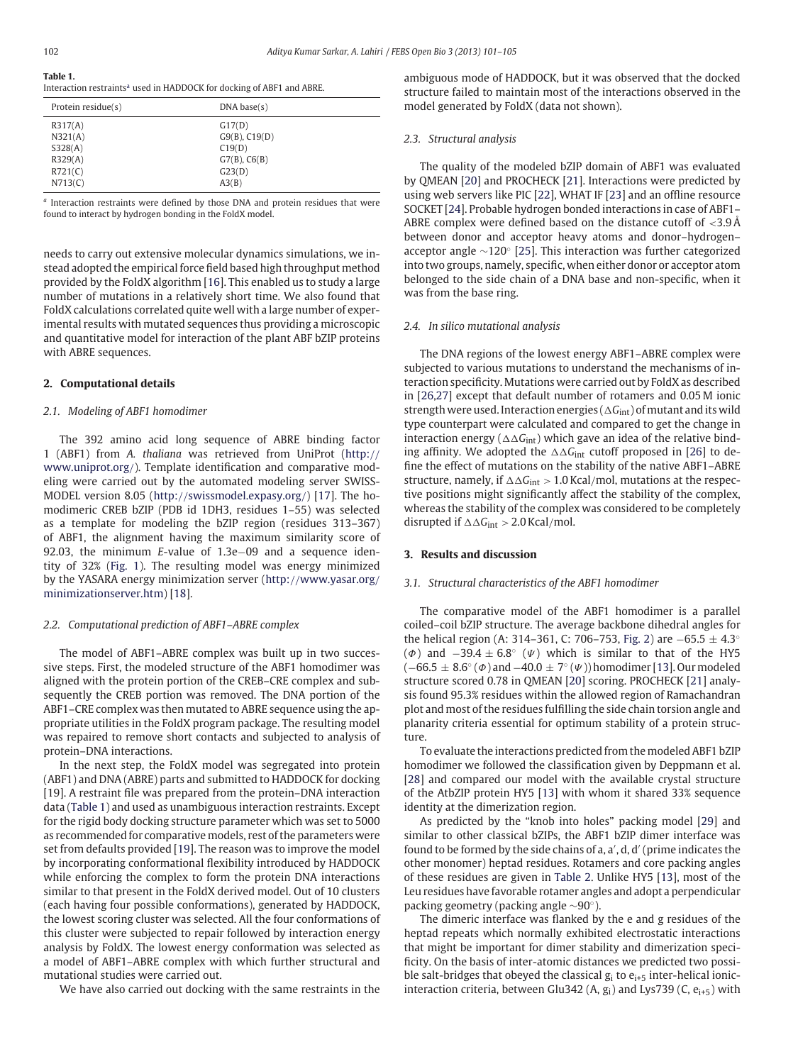**Table 1.**
Interaction restraints[a] used in HADDOCK for docking of ABF1 and ABRE.

| Protein residue(s) | DNA base(s) |
| --- | --- |
| R317(A) | G17(D) |
| N321(A) | G9(B), C19(D) |
| S328(A) | C19(D) |
| R329(A) | G7(B), C6(B) |
| R721(C) | G23(D) |
| N713(C) | A3(B) |

[a] Interaction restraints were defined by those DNA and protein residues that were found to interact by hydrogen bonding in the FoldX model.

needs to carry out extensive molecular dynamics simulations, we instead adopted the empirical force field based high throughput method provided by the FoldX algorithm [16]. This enabled us to study a large number of mutations in a relatively short time. We also found that FoldX calculations correlated quite well with a large number of experimental results with mutated sequences thus providing a microscopic and quantitative model for interaction of the plant ABF bZIP proteins with ABRE sequences.

## 2. Computational details

### 2.1. Modeling of ABF1 homodimer

The 392 amino acid long sequence of ABRE binding factor 1 (ABF1) from *A. thaliana* was retrieved from UniProt (http://www.uniprot.org/). Template identification and comparative modeling were carried out by the automated modeling server SWISS-MODEL version 8.05 (http://swissmodel.expasy.org/) [17]. The homodimeric CREB bZIP (PDB id 1DH3, residues 1–55) was selected as a template for modeling the bZIP region (residues 313–367) of ABF1, the alignment having the maximum similarity score of 92.03, the minimum *E*-value of 1.3e−09 and a sequence identity of 32% (Fig. 1). The resulting model was energy minimized by the YASARA energy minimization server (http://www.yasar.org/minimizationserver.htm) [18].

### 2.2. Computational prediction of ABF1–ABRE complex

The model of ABF1–ABRE complex was built up in two successive steps. First, the modeled structure of the ABF1 homodimer was aligned with the protein portion of the CREB–CRE complex and subsequently the CREB portion was removed. The DNA portion of the ABF1–CRE complex was then mutated to ABRE sequence using the appropriate utilities in the FoldX program package. The resulting model was repaired to remove short contacts and subjected to analysis of protein–DNA interactions.

In the next step, the FoldX model was segregated into protein (ABF1) and DNA (ABRE) parts and submitted to HADDOCK for docking [19]. A restraint file was prepared from the protein–DNA interaction data (Table 1) and used as unambiguous interaction restraints. Except for the rigid body docking structure parameter which was set to 5000 as recommended for comparative models, rest of the parameters were set from defaults provided [19]. The reason was to improve the model by incorporating conformational flexibility introduced by HADDOCK while enforcing the complex to form the protein DNA interactions similar to that present in the FoldX derived model. Out of 10 clusters (each having four possible conformations), generated by HADDOCK, the lowest scoring cluster was selected. All the four conformations of this cluster were subjected to repair followed by interaction energy analysis by FoldX. The lowest energy conformation was selected as a model of ABF1–ABRE complex with which further structural and mutational studies were carried out.

We have also carried out docking with the same restraints in the ambiguous mode of HADDOCK, but it was observed that the docked structure failed to maintain most of the interactions observed in the model generated by FoldX (data not shown).

### 2.3. Structural analysis

The quality of the modeled bZIP domain of ABF1 was evaluated by QMEAN [20] and PROCHECK [21]. Interactions were predicted by using web servers like PIC [22], WHAT IF [23] and an offline resource SOCKET [24]. Probable hydrogen bonded interactions in case of ABF1–ABRE complex were defined based on the distance cutoff of <3.9 Å between donor and acceptor heavy atoms and donor–hydrogen–acceptor angle ∼120° [25]. This interaction was further categorized into two groups, namely, specific, when either donor or acceptor atom belonged to the side chain of a DNA base and non-specific, when it was from the base ring.

### 2.4. In silico mutational analysis

The DNA regions of the lowest energy ABF1–ABRE complex were subjected to various mutations to understand the mechanisms of interaction specificity. Mutations were carried out by FoldX as described in [26,27] except that default number of rotamers and 0.05 M ionic strength were used. Interaction energies ($\Delta G_{int}$) of mutant and its wild type counterpart were calculated and compared to get the change in interaction energy ($\Delta\Delta G_{int}$) which gave an idea of the relative binding affinity. We adopted the $\Delta\Delta G_{int}$ cutoff proposed in [26] to define the effect of mutations on the stability of the native ABF1–ABRE structure, namely, if $\Delta\Delta G_{int} > 1.0$ Kcal/mol, mutations at the respective positions might significantly affect the stability of the complex, whereas the stability of the complex was considered to be completely disrupted if $\Delta\Delta G_{int} > 2.0$ Kcal/mol.

## 3. Results and discussion

### 3.1. Structural characteristics of the ABF1 homodimer

The comparative model of the ABF1 homodimer is a parallel coiled–coil bZIP structure. The average backbone dihedral angles for the helical region (A: 314–361, C: 706–753, Fig. 2) are $-65.5 \pm 4.3°$ ($\Phi$) and $-39.4 \pm 6.8°$ ($\Psi$) which is similar to that of the HY5 ($-66.5 \pm 8.6°$ ($\Phi$) and $-40.0 \pm 7°$ ($\Psi$)) homodimer [13]. Our modeled structure scored 0.78 in QMEAN [20] scoring. PROCHECK [21] analysis found 95.3% residues within the allowed region of Ramachandran plot and most of the residues fulfilling the side chain torsion angle and planarity criteria essential for optimum stability of a protein structure.

To evaluate the interactions predicted from the modeled ABF1 bZIP homodimer we followed the classification given by Deppmann et al. [28] and compared our model with the available crystal structure of the AtbZIP protein HY5 [13] with whom it shared 33% sequence identity at the dimerization region.

As predicted by the "knob into holes" packing model [29] and similar to other classical bZIPs, the ABF1 bZIP dimer interface was found to be formed by the side chains of a, a′, d, d′ (prime indicates the other monomer) heptad residues. Rotamers and core packing angles of these residues are given in Table 2. Unlike HY5 [13], most of the Leu residues have favorable rotamer angles and adopt a perpendicular packing geometry (packing angle ∼90°).

The dimeric interface was flanked by the e and g residues of the heptad repeats which normally exhibited electrostatic interactions that might be important for dimer stability and dimerization specificity. On the basis of inter-atomic distances we predicted two possible salt-bridges that obeyed the classical $g_i$ to $e_{i+5}$ inter-helical ionic-interaction criteria, between Glu342 (A, $g_i$) and Lys739 (C, $e_{i+5}$) with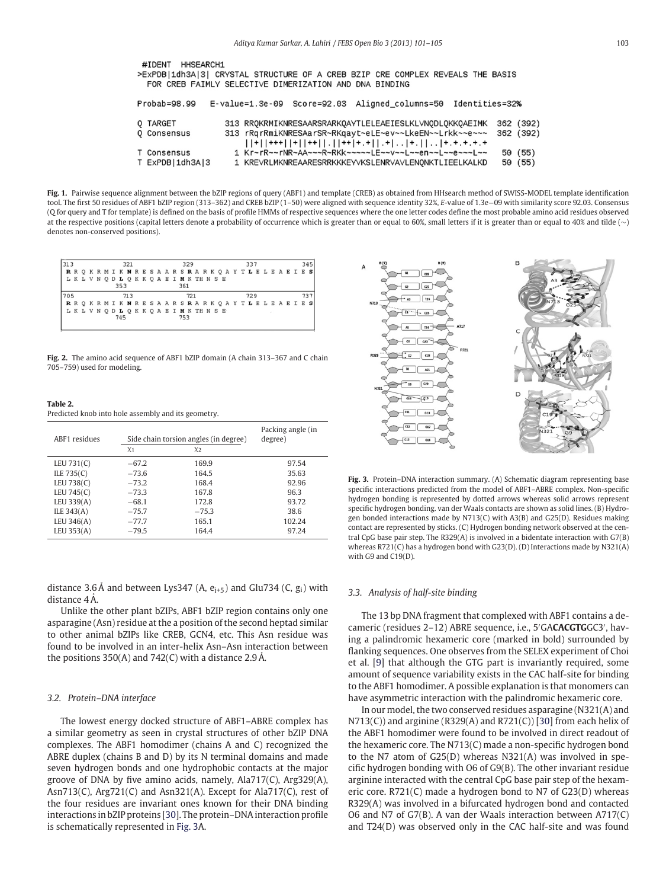```
#IDENT  HHSEARCH1
>ExPDB|1dh3A|3| CRYSTAL STRUCTURE OF A CREB BZIP CRE COMPLEX REVEALS THE BASIS
  FOR CREB FAIMLY SELECTIVE DIMERIZATION AND DNA BINDING

Probab=98.99   E-value=1.3e-09  Score=92.03  Aligned_columns=50  Identities=32%

Q TARGET         313 RRQKRMIKNRESAARSRARKQAYTLELEAEIESLKLVNQDLQKKQAEIMK  362 (392)
Q Consensus      313 rRqrRmiKNRESAarSR~RKqayt~eLE~ev~~LkeEN~~Lrkk~~e~~~  362 (392)
                     ||+||+++||+||++||.||++|+.+||.+|..|+.||..|+.+.+.+.+
T Consensus        1 Kr~rR~~rNR~AA~~~R~RKk~~~~~~LE~~v~~L~~en~~L~~e~~~L~~   50 (55)
T ExPDB|1dh3A|3    1 KREVRLMKNREAARESRRKKKEYVKSLENRVAVLENQNKTLIEELKALKD   50 (55)
```

**Fig. 1.** Pairwise sequence alignment between the bZIP regions of query (ABF1) and template (CREB) as obtained from HHsearch method of SWISS-MODEL template identification tool. The first 50 residues of ABF1 bZIP region (313–362) and CREB bZIP (1–50) were aligned with sequence identity 32%, *E*-value of 1.3e−09 with similarity score 92.03. Consensus (Q for query and T for template) is defined on the basis of profile HMMs of respective sequences where the one letter codes define the most probable amino acid residues observed at the respective positions (capital letters denote a probability of occurrence which is greater than or equal to 60%, small letters if it is greater than or equal to 40% and tilde (~) denotes non-conserved positions).

```
313            321            329            337            345
R R Q K R M I K N R E S A A R S R A R K Q A Y T L E L E A E I E S
L K L V N Q D L Q K K Q A E I M K T H N S E
          353            361
705            713            721            729            737
R R Q K R M I K N R E S A A R S R A R K Q A Y T L E L E A E I E S
L K L V N Q D L Q K K Q A E I M K T H N S E
          745            753
```

**Fig. 2.** The amino acid sequence of ABF1 bZIP domain (A chain 313–367 and C chain 705–759) used for modeling.

**Table 2.**
Predicted knob into hole assembly and its geometry.

| ABF1 residues | Side chain torsion angles (in degree) | | Packing angle (in degree) |
|---|---|---|---|
| | $\chi_1$ | $\chi_2$ | |
| LEU 731(C) | −67.2 | 169.9 | 97.54 |
| ILE 735(C) | −73.6 | 164.5 | 35.63 |
| LEU 738(C) | −73.2 | 168.4 | 92.96 |
| LEU 745(C) | −73.3 | 167.8 | 96.3 |
| LEU 339(A) | −68.1 | 172.8 | 93.72 |
| ILE 343(A) | −75.7 | −75.3 | 38.6 |
| LEU 346(A) | −77.7 | 165.1 | 102.24 |
| LEU 353(A) | −79.5 | 164.4 | 97.24 |

distance 3.6 Å and between Lys347 (A, $e_{i+5}$) and Glu734 (C, $g_i$) with distance 4 Å.

Unlike the other plant bZIPs, ABF1 bZIP region contains only one asparagine (Asn) residue at the a position of the second heptad similar to other animal bZIPs like CREB, GCN4, etc. This Asn residue was found to be involved in an inter-helix Asn–Asn interaction between the positions 350(A) and 742(C) with a distance 2.9 Å.

### 3.2. Protein–DNA interface

The lowest energy docked structure of ABF1–ABRE complex has a similar geometry as seen in crystal structures of other bZIP DNA complexes. The ABF1 homodimer (chains A and C) recognized the ABRE duplex (chains B and D) by its N terminal domains and made seven hydrogen bonds and one hydrophobic contacts at the major groove of DNA by five amino acids, namely, Ala717(C), Arg329(A), Asn713(C), Arg721(C) and Asn321(A). Except for Ala717(C), rest of the four residues are invariant ones known for their DNA binding interactions in bZIP proteins [30]. The protein–DNA interaction profile is schematically represented in Fig. 3A.

**Fig. 3.** Protein–DNA interaction summary. (A) Schematic diagram representing base specific interactions predicted from the model of ABF1–ABRE complex. Non-specific hydrogen bonding is represented by dotted arrows whereas solid arrows represent specific hydrogen bonding. van der Waals contacts are shown as solid lines. (B) Hydrogen bonded interactions made by N713(C) with A3(B) and G25(D). Residues making contact are represented by sticks. (C) Hydrogen bonding network observed at the central CpG base pair step. The R329(A) is involved in a bidentate interaction with G7(B) whereas R721(C) has a hydrogen bond with G23(D). (D) Interactions made by N321(A) with G9 and C19(D).

### 3.3. Analysis of half-site binding

The 13 bp DNA fragment that complexed with ABF1 contains a decameric (residues 2–12) ABRE sequence, i.e., 5′GA**CACGTG**GC3′, having a palindromic hexameric core (marked in bold) surrounded by flanking sequences. One observes from the SELEX experiment of Choi et al. [9] that although the GTG part is invariantly required, some amount of sequence variability exists in the CAC half-site for binding to the ABF1 homodimer. A possible explanation is that monomers can have asymmetric interaction with the palindromic hexameric core.

In our model, the two conserved residues asparagine (N321(A) and N713(C)) and arginine (R329(A) and R721(C)) [30] from each helix of the ABF1 homodimer were found to be involved in direct readout of the hexameric core. The N713(C) made a non-specific hydrogen bond to the N7 atom of G25(D) whereas N321(A) was involved in specific hydrogen bonding with O6 of G9(B). The other invariant residue arginine interacted with the central CpG base pair step of the hexameric core. R721(C) made a hydrogen bond to N7 of G23(D) whereas R329(A) was involved in a bifurcated hydrogen bond and contacted O6 and N7 of G7(B). A van der Waals interaction between A717(C) and T24(D) was observed only in the CAC half-site and was found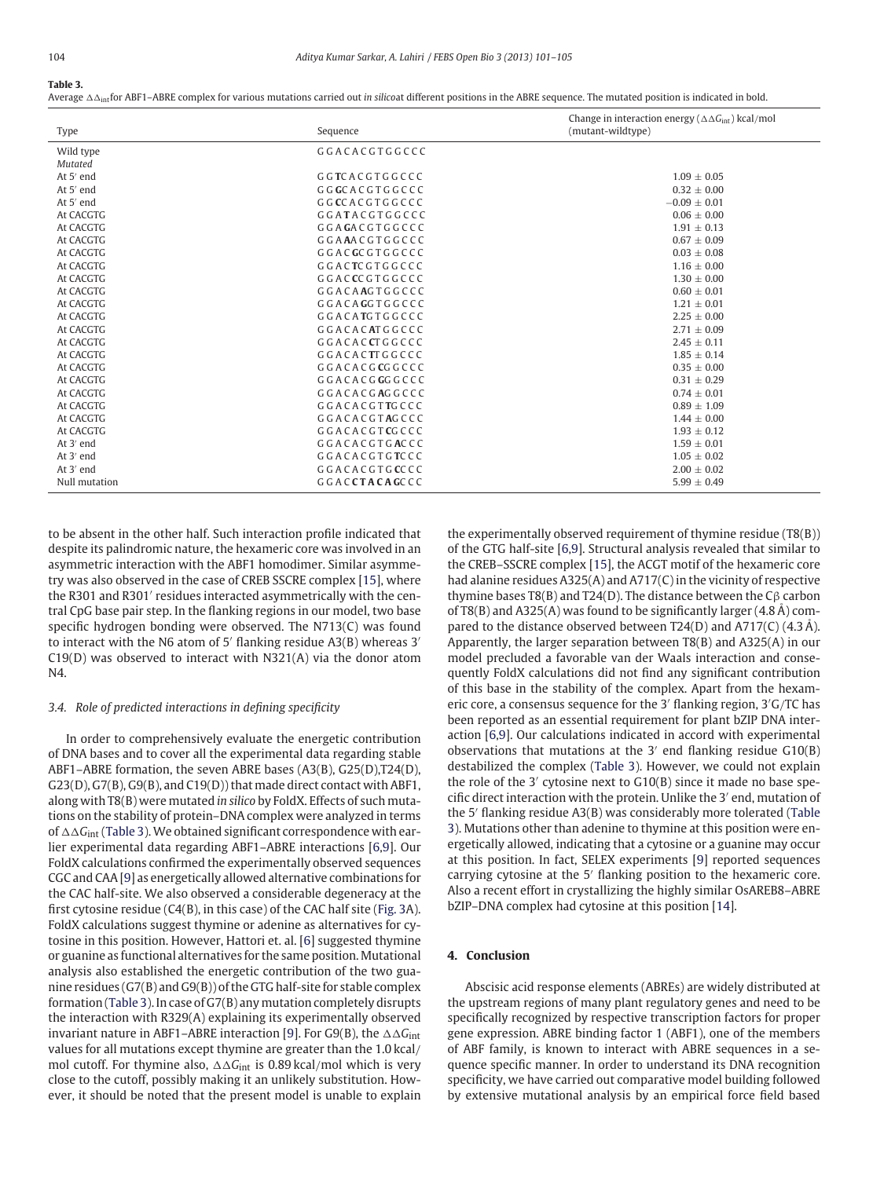**Table 3.**
Average $\Delta\Delta_{int}$ for ABF1–ABRE complex for various mutations carried out *in silico* at different positions in the ABRE sequence. The mutated position is indicated in bold.

| Type | Sequence | Change in interaction energy ($\Delta\Delta G_{int}$) kcal/mol (mutant-wildtype) |
|---|---|---|
| Wild type | G G A C A C G T G G C C C | |
| *Mutated* | | |
| At 5′ end | G G **T** C A C G T G G C C C | 1.09 ± 0.05 |
| At 5′ end | G G **G** C A C G T G G C C C | 0.32 ± 0.00 |
| At 5′ end | G G **C** C A C G T G G C C C | −0.09 ± 0.01 |
| At CACGTG | G G A **T** A C G T G G C C C | 0.06 ± 0.00 |
| At CACGTG | G G A **G** A C G T G G C C C | 1.91 ± 0.13 |
| At CACGTG | G G A **A** A C G T G G C C C | 0.67 ± 0.09 |
| At CACGTG | G G A C **G** C G T G G C C C | 0.03 ± 0.08 |
| At CACGTG | G G A C **T** C G T G G C C C | 1.16 ± 0.00 |
| At CACGTG | G G A C **C** C G T G G C C C | 1.30 ± 0.00 |
| At CACGTG | G G A C A **A** G T G G C C C | 0.60 ± 0.01 |
| At CACGTG | G G A C A **G** G T G G C C C | 1.21 ± 0.01 |
| At CACGTG | G G A C A **T** G T G G C C C | 2.25 ± 0.00 |
| At CACGTG | G G A C A C **A** T G G C C C | 2.71 ± 0.09 |
| At CACGTG | G G A C A C **C** T G G C C C | 2.45 ± 0.11 |
| At CACGTG | G G A C A C **T** T G G C C C | 1.85 ± 0.14 |
| At CACGTG | G G A C A C G **C** G G C C C | 0.35 ± 0.00 |
| At CACGTG | G G A C A C G **G** G G C C C | 0.31 ± 0.29 |
| At CACGTG | G G A C A C G **A** G G C C C | 0.74 ± 0.01 |
| At CACGTG | G G A C A C G T **T** G C C C | 0.89 ± 1.09 |
| At CACGTG | G G A C A C G T **A** G C C C | 1.44 ± 0.00 |
| At CACGTG | G G A C A C G T **C** G C C C | 1.93 ± 0.12 |
| At 3′ end | G G A C A C G T G **A** C C C | 1.59 ± 0.01 |
| At 3′ end | G G A C A C G T G **T** C C C | 1.05 ± 0.02 |
| At 3′ end | G G A C A C G T G **C** C C C | 2.00 ± 0.02 |
| Null mutation | G G A C **C T A C A G** C C C | 5.99 ± 0.49 |

to be absent in the other half. Such interaction profile indicated that despite its palindromic nature, the hexameric core was involved in an asymmetric interaction with the ABF1 homodimer. Similar asymmetry was also observed in the case of CREB SSCRE complex [15], where the R301 and R301′ residues interacted asymmetrically with the central CpG base pair step. In the flanking regions in our model, two base specific hydrogen bonding were observed. The N713(C) was found to interact with the N6 atom of 5′ flanking residue A3(B) whereas 3′ C19(D) was observed to interact with N321(A) via the donor atom N4.

### 3.4. Role of predicted interactions in defining specificity

In order to comprehensively evaluate the energetic contribution of DNA bases and to cover all the experimental data regarding stable ABF1–ABRE formation, the seven ABRE bases (A3(B), G25(D),T24(D), G23(D), G7(B), G9(B), and C19(D)) that made direct contact with ABF1, along with T8(B) were mutated *in silico* by FoldX. Effects of such mutations on the stability of protein–DNA complex were analyzed in terms of $\Delta\Delta G_{int}$ (Table 3). We obtained significant correspondence with earlier experimental data regarding ABF1–ABRE interactions [6,9]. Our FoldX calculations confirmed the experimentally observed sequences CGC and CAA [9] as energetically allowed alternative combinations for the CAC half-site. We also observed a considerable degeneracy at the first cytosine residue (C4(B), in this case) of the CAC half site (Fig. 3A). FoldX calculations suggest thymine or adenine as alternatives for cytosine in this position. However, Hattori et. al. [6] suggested thymine or guanine as functional alternatives for the same position. Mutational analysis also established the energetic contribution of the two guanine residues (G7(B) and G9(B)) of the GTG half-site for stable complex formation (Table 3). In case of G7(B) any mutation completely disrupts the interaction with R329(A) explaining its experimentally observed invariant nature in ABF1–ABRE interaction [9]. For G9(B), the $\Delta\Delta G_{int}$ values for all mutations except thymine are greater than the 1.0 kcal/mol cutoff. For thymine also, $\Delta\Delta G_{int}$ is 0.89 kcal/mol which is very close to the cutoff, possibly making it an unlikely substitution. However, it should be noted that the present model is unable to explain the experimentally observed requirement of thymine residue (T8(B)) of the GTG half-site [6,9]. Structural analysis revealed that similar to the CREB–SSCRE complex [15], the ACGT motif of the hexameric core had alanine residues A325(A) and A717(C) in the vicinity of respective thymine bases T8(B) and T24(D). The distance between the Cβ carbon of T8(B) and A325(A) was found to be significantly larger (4.8 Å) compared to the distance observed between T24(D) and A717(C) (4.3 Å). Apparently, the larger separation between T8(B) and A325(A) in our model precluded a favorable van der Waals interaction and consequently FoldX calculations did not find any significant contribution of this base in the stability of the complex. Apart from the hexameric core, a consensus sequence for the 3′ flanking region, 3′G/TC has been reported as an essential requirement for plant bZIP DNA interaction [6,9]. Our calculations indicated in accord with experimental observations that mutations at the 3′ end flanking residue G10(B) destabilized the complex (Table 3). However, we could not explain the role of the 3′ cytosine next to G10(B) since it made no base specific direct interaction with the protein. Unlike the 3′ end, mutation of the 5′ flanking residue A3(B) was considerably more tolerated (Table 3). Mutations other than adenine to thymine at this position were energetically allowed, indicating that a cytosine or a guanine may occur at this position. In fact, SELEX experiments [9] reported sequences carrying cytosine at the 5′ flanking position to the hexameric core. Also a recent effort in crystallizing the highly similar OsAREB8–ABRE bZIP–DNA complex had cytosine at this position [14].

## 4. Conclusion

Abscisic acid response elements (ABREs) are widely distributed at the upstream regions of many plant regulatory genes and need to be specifically recognized by respective transcription factors for proper gene expression. ABRE binding factor 1 (ABF1), one of the members of ABF family, is known to interact with ABRE sequences in a sequence specific manner. In order to understand its DNA recognition specificity, we have carried out comparative model building followed by extensive mutational analysis by an empirical force field based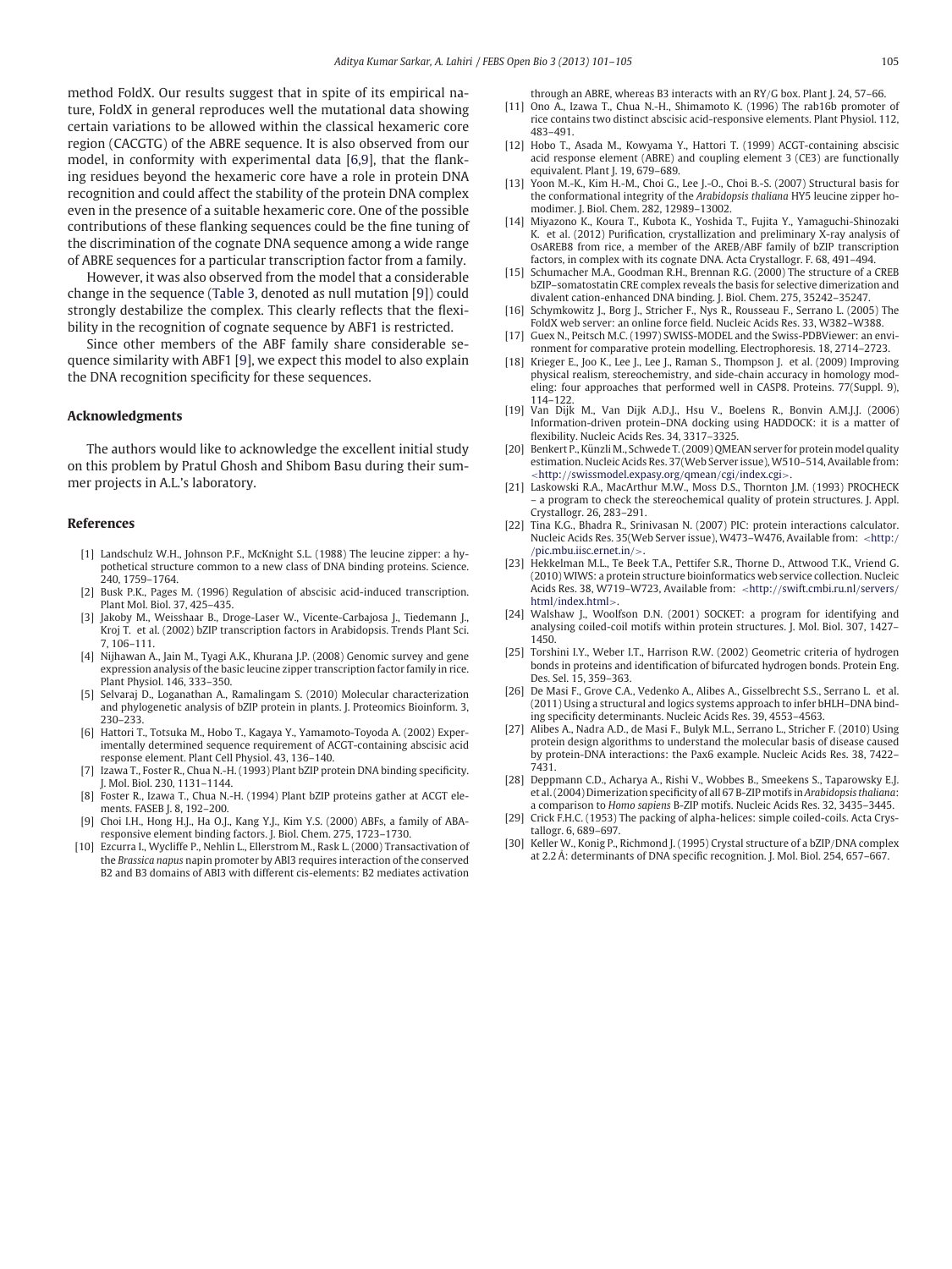method FoldX. Our results suggest that in spite of its empirical nature, FoldX in general reproduces well the mutational data showing certain variations to be allowed within the classical hexameric core region (CACGTG) of the ABRE sequence. It is also observed from our model, in conformity with experimental data [6,9], that the flanking residues beyond the hexameric core have a role in protein DNA recognition and could affect the stability of the protein DNA complex even in the presence of a suitable hexameric core. One of the possible contributions of these flanking sequences could be the fine tuning of the discrimination of the cognate DNA sequence among a wide range of ABRE sequences for a particular transcription factor from a family.

However, it was also observed from the model that a considerable change in the sequence (Table 3, denoted as null mutation [9]) could strongly destabilize the complex. This clearly reflects that the flexibility in the recognition of cognate sequence by ABF1 is restricted.

Since other members of the ABF family share considerable sequence similarity with ABF1 [9], we expect this model to also explain the DNA recognition specificity for these sequences.

## Acknowledgments

The authors would like to acknowledge the excellent initial study on this problem by Pratul Ghosh and Shibom Basu during their summer projects in A.L.'s laboratory.

## References

[1] Landschulz W.H., Johnson P.F., McKnight S.L. (1988) The leucine zipper: a hypothetical structure common to a new class of DNA binding proteins. Science. 240, 1759–1764.

[2] Busk P.K., Pages M. (1996) Regulation of abscisic acid-induced transcription. Plant Mol. Biol. 37, 425–435.

[3] Jakoby M., Weisshaar B., Droge-Laser W., Vicente-Carbajosa J., Tiedemann J., Kroj T. et al. (2002) bZIP transcription factors in Arabidopsis. Trends Plant Sci. 7, 106–111.

[4] Nijhawan A., Jain M., Tyagi A.K., Khurana J.P. (2008) Genomic survey and gene expression analysis of the basic leucine zipper transcription factor family in rice. Plant Physiol. 146, 333–350.

[5] Selvaraj D., Loganathan A., Ramalingam S. (2010) Molecular characterization and phylogenetic analysis of bZIP protein in plants. J. Proteomics Bioinform. 3, 230–233.

[6] Hattori T., Totsuka M., Hobo T., Kagaya Y., Yamamoto-Toyoda A. (2002) Experimentally determined sequence requirement of ACGT-containing abscisic acid response element. Plant Cell Physiol. 43, 136–140.

[7] Izawa T., Foster R., Chua N.-H. (1993) Plant bZIP protein DNA binding specificity. J. Mol. Biol. 230, 1131–1144.

[8] Foster R., Izawa T., Chua N.-H. (1994) Plant bZIP proteins gather at ACGT elements. FASEB J. 8, 192–200.

[9] Choi I.H., Hong H.J., Ha O.J., Kang Y.J., Kim Y.S. (2000) ABFs, a family of ABA-responsive element binding factors. J. Biol. Chem. 275, 1723–1730.

[10] Ezcurra I., Wycliffe P., Nehlin L., Ellerstrom M., Rask L. (2000) Transactivation of the *Brassica napus* napin promoter by ABI3 requires interaction of the conserved B2 and B3 domains of ABI3 with different cis-elements: B2 mediates activation through an ABRE, whereas B3 interacts with an RY/G box. Plant J. 24, 57–66.

[11] Ono A., Izawa T., Chua N.-H., Shimamoto K. (1996) The rab16b promoter of rice contains two distinct abscisic acid-responsive elements. Plant Physiol. 112, 483–491.

[12] Hobo T., Asada M., Kowyama Y., Hattori T. (1999) ACGT-containing abscisic acid response element (ABRE) and coupling element 3 (CE3) are functionally equivalent. Plant J. 19, 679–689.

[13] Yoon M.-K., Kim H.-M., Choi G., Lee J.-O., Choi B.-S. (2007) Structural basis for the conformational integrity of the *Arabidopsis thaliana* HY5 leucine zipper homodimer. J. Biol. Chem. 282, 12989–13002.

[14] Miyazono K., Koura T., Kubota K., Yoshida T., Fujita Y., Yamaguchi-Shinozaki K. et al. (2012) Purification, crystallization and preliminary X-ray analysis of OsAREB8 from rice, a member of the AREB/ABF family of bZIP transcription factors, in complex with its cognate DNA. Acta Crystallogr. F. 68, 491–494.

[15] Schumacher M.A., Goodman R.H., Brennan R.G. (2000) The structure of a CREB bZIP–somatostatin CRE complex reveals the basis for selective dimerization and divalent cation-enhanced DNA binding. J. Biol. Chem. 275, 35242–35247.

[16] Schymkowitz J., Borg J., Stricher F., Nys R., Rousseau F., Serrano L. (2005) The FoldX web server: an online force field. Nucleic Acids Res. 33, W382–W388.

[17] Guex N., Peitsch M.C. (1997) SWISS-MODEL and the Swiss-PDBViewer: an environment for comparative protein modelling. Electrophoresis. 18, 2714–2723.

[18] Krieger E., Joo K., Lee J., Lee J., Raman S., Thompson J. et al. (2009) Improving physical realism, stereochemistry, and side-chain accuracy in homology modeling: four approaches that performed well in CASP8. Proteins. 77(Suppl. 9), 114–122.

[19] Van Dijk M., Van Dijk A.D.J., Hsu V., Boelens R., Bonvin A.M.J.J. (2006) Information-driven protein–DNA docking using HADDOCK: it is a matter of flexibility. Nucleic Acids Res. 34, 3317–3325.

[20] Benkert P., Künzli M., Schwede T. (2009) QMEAN server for protein model quality estimation. Nucleic Acids Res. 37(Web Server issue), W510–514, Available from: <http://swissmodel.expasy.org/qmean/cgi/index.cgi>.

[21] Laskowski R.A., MacArthur M.W., Moss D.S., Thornton J.M. (1993) PROCHECK – a program to check the stereochemical quality of protein structures. J. Appl. Crystallogr. 26, 283–291.

[22] Tina K.G., Bhadra R., Srinivasan N. (2007) PIC: protein interactions calculator. Nucleic Acids Res. 35(Web Server issue), W473–W476, Available from: <http://pic.mbu.iisc.ernet.in/>.

[23] Hekkelman M.L., Te Beek T.A., Pettifer S.R., Thorne D., Attwood T.K., Vriend G. (2010) WIWS: a protein structure bioinformatics web service collection. Nucleic Acids Res. 38, W719–W723, Available from: <http://swift.cmbi.ru.nl/servers/html/index.html>.

[24] Walshaw J., Woolfson D.N. (2001) SOCKET: a program for identifying and analysing coiled-coil motifs within protein structures. J. Mol. Biol. 307, 1427–1450.

[25] Torshini I.Y., Weber I.T., Harrison R.W. (2002) Geometric criteria of hydrogen bonds in proteins and identification of bifurcated hydrogen bonds. Protein Eng. Des. Sel. 15, 359–363.

[26] De Masi F., Grove C.A., Vedenko A., Alibes A., Gisselbrecht S.S., Serrano L. et al. (2011) Using a structural and logics systems approach to infer bHLH–DNA binding specificity determinants. Nucleic Acids Res. 39, 4553–4563.

[27] Alibes A., Nadra A.D., de Masi F., Bulyk M.L., Serrano L., Stricher F. (2010) Using protein design algorithms to understand the molecular basis of disease caused by protein-DNA interactions: the Pax6 example. Nucleic Acids Res. 38, 7422–7431.

[28] Deppmann C.D., Acharya A., Rishi V., Wobbes B., Smeekens S., Taparowsky E.J. et al. (2004) Dimerization specificity of all 67 B-ZIP motifs in *Arabidopsis thaliana*: a comparison to *Homo sapiens* B-ZIP motifs. Nucleic Acids Res. 32, 3435–3445.

[29] Crick F.H.C. (1953) The packing of alpha-helices: simple coiled-coils. Acta Crystallogr. 6, 689–697.

[30] Keller W., Konig P., Richmond J. (1995) Crystal structure of a bZIP/DNA complex at 2.2 Å: determinants of DNA specific recognition. J. Mol. Biol. 254, 657–667.